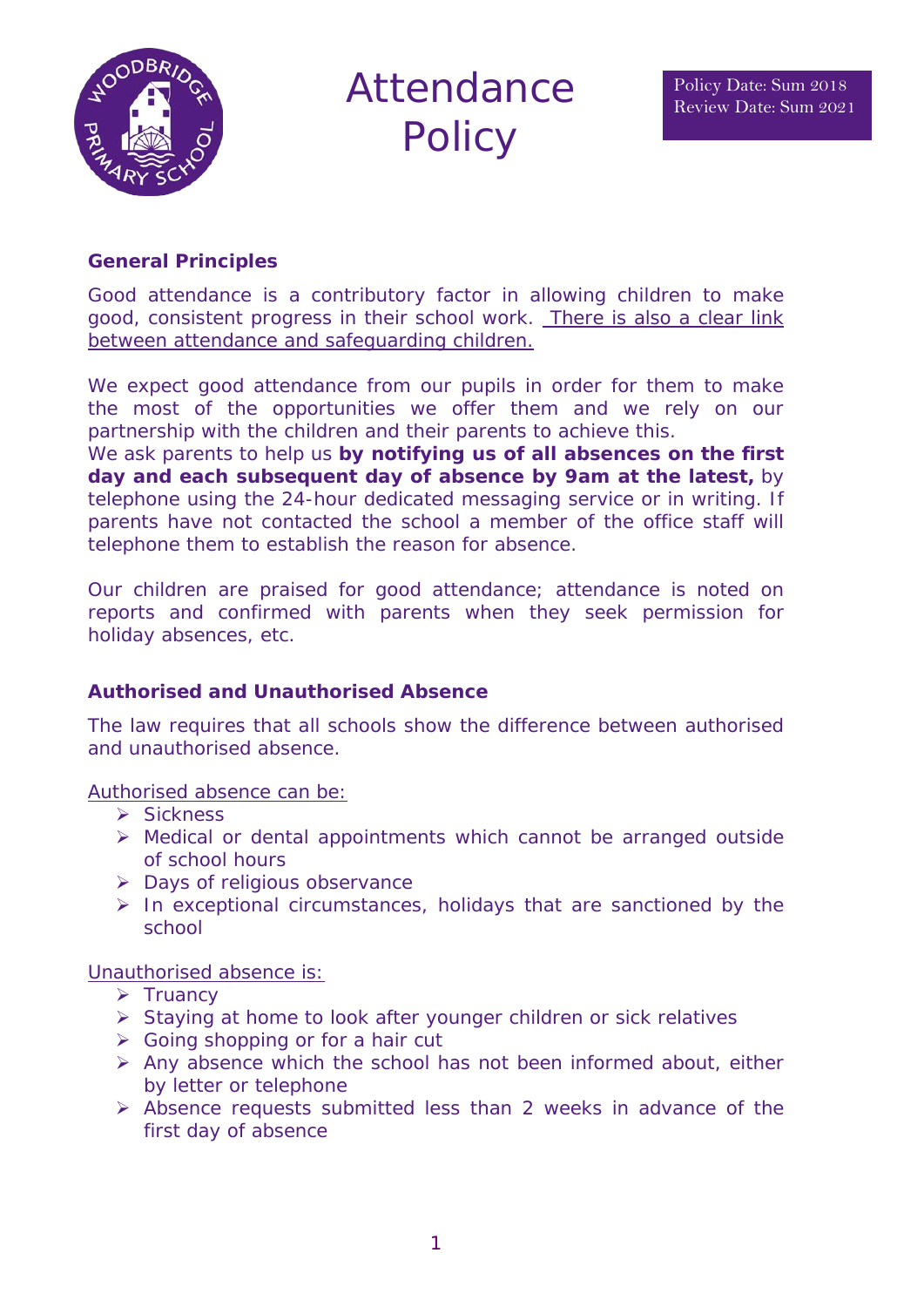# Attendance Policy

Policy Date: Sum 2018
Review Date: Sum 2021

## General Principles

Good attendance is a contributory factor in allowing children to make good, consistent progress in their school work. There is also a clear link between attendance and safeguarding children.

We expect good attendance from our pupils in order for them to make the most of the opportunities we offer them and we rely on our partnership with the children and their parents to achieve this.
We ask parents to help us **by notifying us of all absences on the first day and each subsequent day of absence by 9am at the latest,** by telephone using the 24-hour dedicated messaging service or in writing. If parents have not contacted the school a member of the office staff will telephone them to establish the reason for absence.

Our children are praised for good attendance; attendance is noted on reports and confirmed with parents when they seek permission for holiday absences, etc.

## Authorised and Unauthorised Absence

The law requires that all schools show the difference between authorised and unauthorised absence.

Authorised absence can be:

- Sickness
- Medical or dental appointments which cannot be arranged outside of school hours
- Days of religious observance
- In exceptional circumstances, holidays that are sanctioned by the school

Unauthorised absence is:

- Truancy
- Staying at home to look after younger children or sick relatives
- Going shopping or for a hair cut
- Any absence which the school has not been informed about, either by letter or telephone
- Absence requests submitted less than 2 weeks in advance of the first day of absence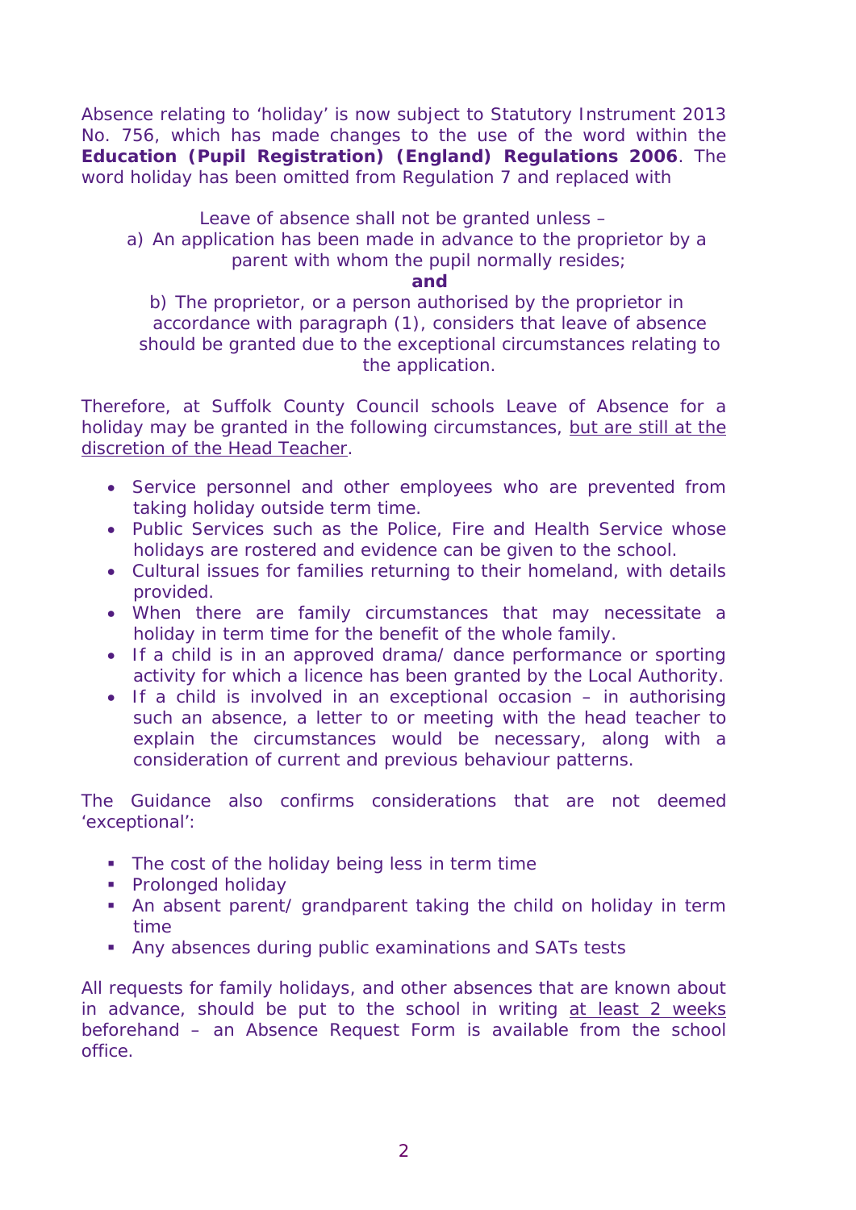Absence relating to 'holiday' is now subject to Statutory Instrument 2013 No. 756, which has made changes to the use of the word within the **Education (Pupil Registration) (England) Regulations 2006**. The word holiday has been omitted from Regulation 7 and replaced with

> Leave of absence shall not be granted unless –
>
> a) An application has been made in advance to the proprietor by a parent with whom the pupil normally resides;
>
> **and**
>
> b) The proprietor, or a person authorised by the proprietor in accordance with paragraph (1), considers that leave of absence should be granted due to the exceptional circumstances relating to the application.

Therefore, at Suffolk County Council schools Leave of Absence for a holiday may be granted in the following circumstances, <u>but are still at the discretion of the Head Teacher</u>.

- Service personnel and other employees who are prevented from taking holiday outside term time.
- Public Services such as the Police, Fire and Health Service whose holidays are rostered and evidence can be given to the school.
- Cultural issues for families returning to their homeland, with details provided.
- When there are family circumstances that may necessitate a holiday in term time for the benefit of the whole family.
- If a child is in an approved drama/ dance performance or sporting activity for which a licence has been granted by the Local Authority.
- If a child is involved in an exceptional occasion – in authorising such an absence, a letter to or meeting with the head teacher to explain the circumstances would be necessary, along with a consideration of current and previous behaviour patterns.

The Guidance also confirms considerations that are not deemed 'exceptional':

- The cost of the holiday being less in term time
- Prolonged holiday
- An absent parent/ grandparent taking the child on holiday in term time
- Any absences during public examinations and SATs tests

All requests for family holidays, and other absences that are known about in advance, should be put to the school in writing <u>at least 2 weeks</u> beforehand – an Absence Request Form is available from the school office.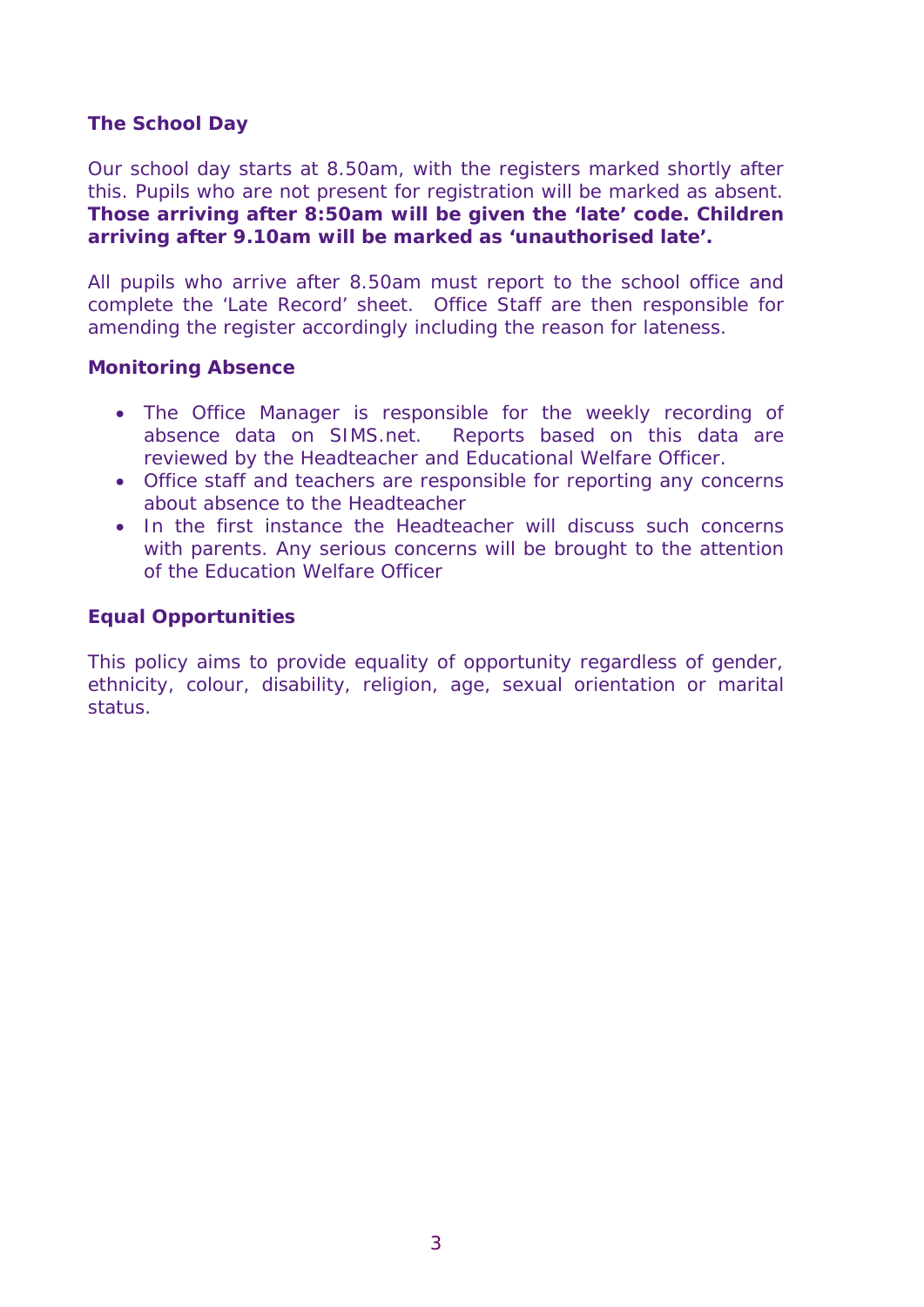## The School Day

Our school day starts at 8.50am, with the registers marked shortly after this. Pupils who are not present for registration will be marked as absent. **Those arriving after 8:50am will be given the 'late' code. Children arriving after 9.10am will be marked as 'unauthorised late'.**

All pupils who arrive after 8.50am must report to the school office and complete the 'Late Record' sheet. Office Staff are then responsible for amending the register accordingly including the reason for lateness.

## Monitoring Absence

- The Office Manager is responsible for the weekly recording of absence data on SIMS.net. Reports based on this data are reviewed by the Headteacher and Educational Welfare Officer.
- Office staff and teachers are responsible for reporting any concerns about absence to the Headteacher
- In the first instance the Headteacher will discuss such concerns with parents. Any serious concerns will be brought to the attention of the Education Welfare Officer

## Equal Opportunities

This policy aims to provide equality of opportunity regardless of gender, ethnicity, colour, disability, religion, age, sexual orientation or marital status.